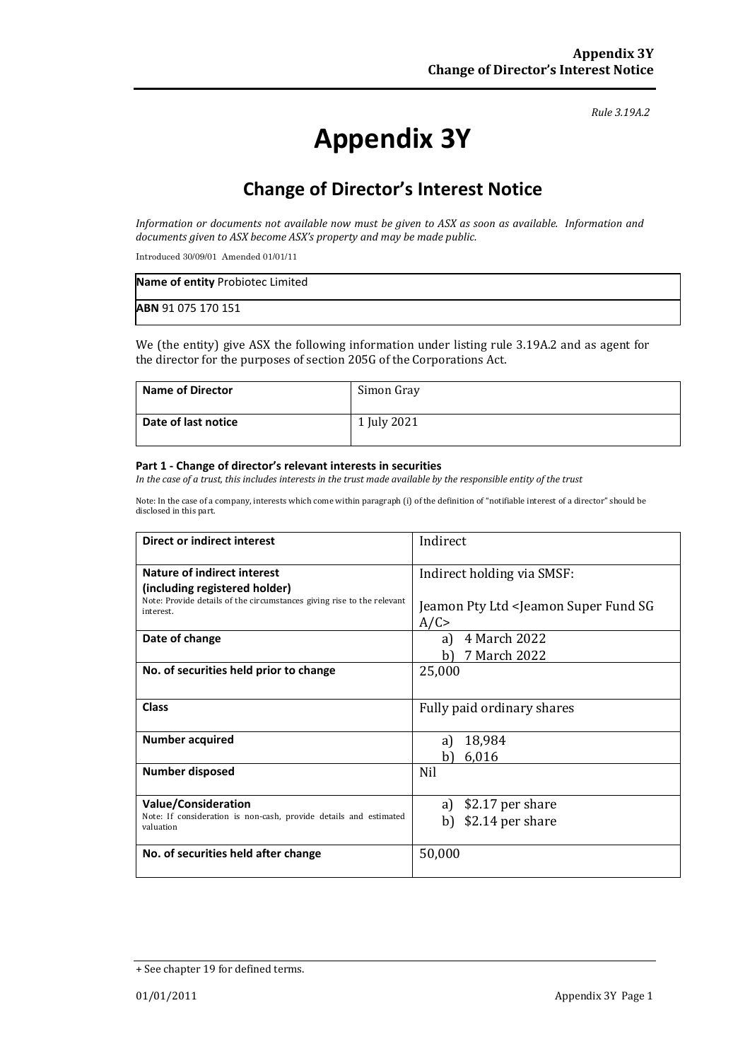*Rule 3.19A.2*

# Appendix 3Y

## Change of Director's Interest Notice

*Information or documents not available now must be given to ASX as soon as available. Information and documents given to ASX become ASX's property and may be made public.*

Introduced 30/09/01 Amended 01/01/11

| **Name of entity** Probiotec Limited |
|---|
| **ABN** 91 075 170 151 |

We (the entity) give ASX the following information under listing rule 3.19A.2 and as agent for the director for the purposes of section 205G of the Corporations Act.

| **Name of Director** | Simon Gray |
|---|---|
| **Date of last notice** | 1 July 2021 |

#### Part 1 - Change of director's relevant interests in securities

*In the case of a trust, this includes interests in the trust made available by the responsible entity of the trust*

Note: In the case of a company, interests which come within paragraph (i) of the definition of "notifiable interest of a director" should be disclosed in this part.

| **Direct or indirect interest** | Indirect |
|---|---|
| **Nature of indirect interest (including registered holder)** Note: Provide details of the circumstances giving rise to the relevant interest. | Indirect holding via SMSF: Jeamon Pty Ltd <Jeamon Super Fund SG A/C> |
| **Date of change** | a) 4 March 2022 b) 7 March 2022 |
| **No. of securities held prior to change** | 25,000 |
| **Class** | Fully paid ordinary shares |
| **Number acquired** | a) 18,984 b) 6,016 |
| **Number disposed** | Nil |
| **Value/Consideration** Note: If consideration is non-cash, provide details and estimated valuation | a) $2.17 per share b) $2.14 per share |
| **No. of securities held after change** | 50,000 |

+ See chapter 19 for defined terms.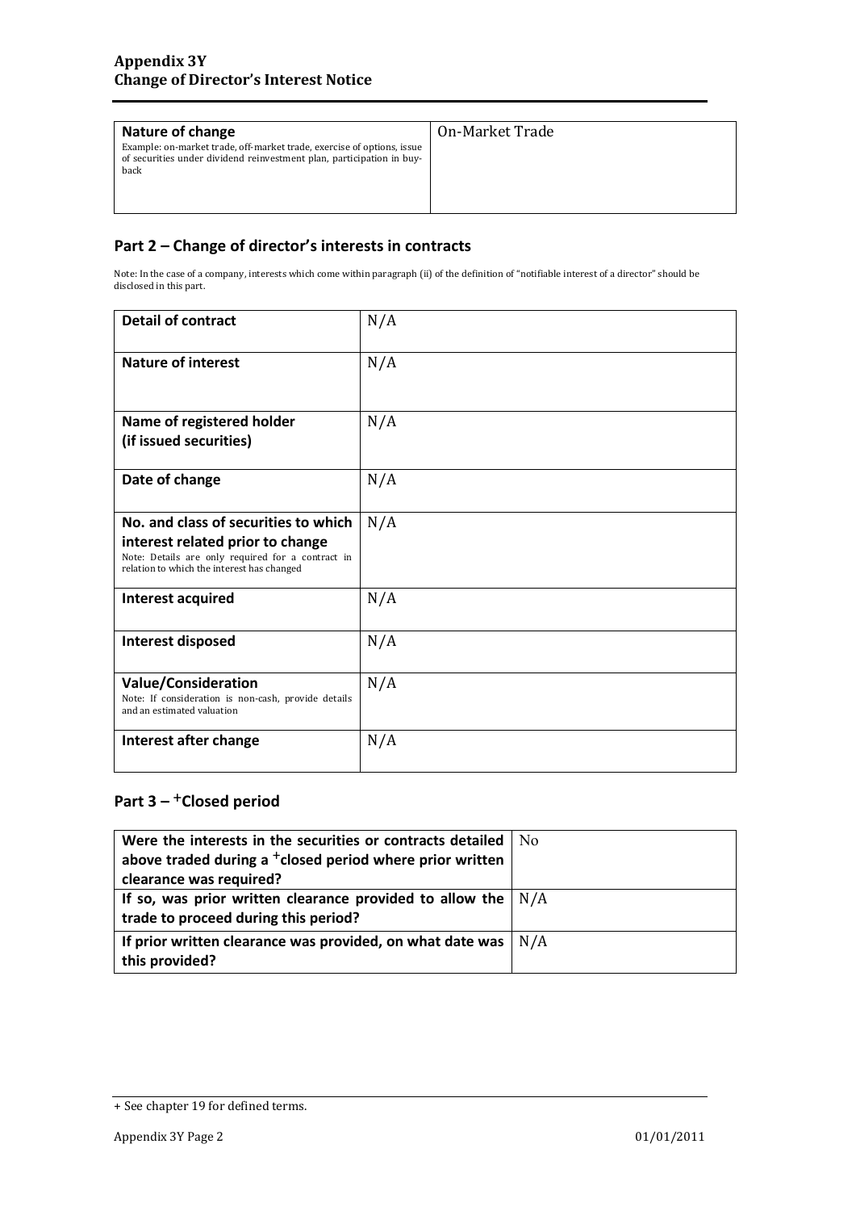| | |
|---|---|
| **Nature of change**<br>Example: on-market trade, off-market trade, exercise of options, issue of securities under dividend reinvestment plan, participation in buy-back | On-Market Trade |

## Part 2 – Change of director's interests in contracts

Note: In the case of a company, interests which come within paragraph (ii) of the definition of "notifiable interest of a director" should be disclosed in this part.

| | |
|---|---|
| **Detail of contract** | N/A |
| **Nature of interest** | N/A |
| **Name of registered holder (if issued securities)** | N/A |
| **Date of change** | N/A |
| **No. and class of securities to which interest related prior to change**<br>Note: Details are only required for a contract in relation to which the interest has changed | N/A |
| **Interest acquired** | N/A |
| **Interest disposed** | N/A |
| **Value/Consideration**<br>Note: If consideration is non-cash, provide details and an estimated valuation | N/A |
| **Interest after change** | N/A |

## Part 3 – +Closed period

| | |
|---|---|
| **Were the interests in the securities or contracts detailed above traded during a +closed period where prior written clearance was required?** | No |
| **If so, was prior written clearance provided to allow the trade to proceed during this period?** | N/A |
| **If prior written clearance was provided, on what date was this provided?** | N/A |

+ See chapter 19 for defined terms.